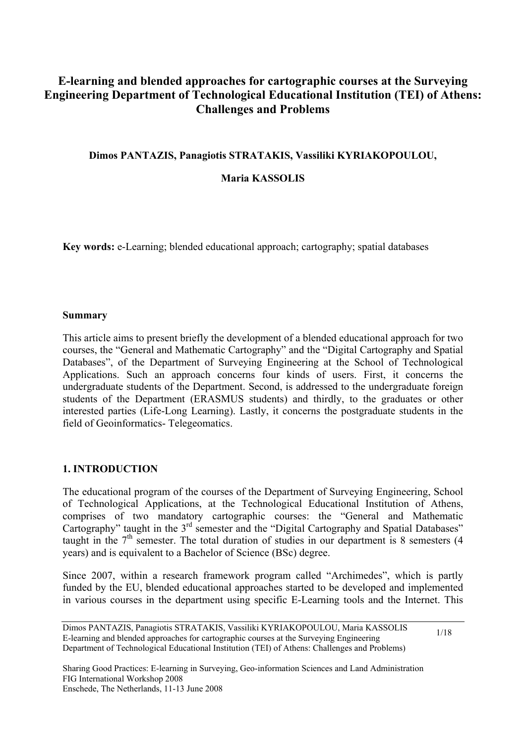# E-learning and blended approaches for cartographic courses at the Surveying Engineering Department of Technological Educational Institution (TEI) of Athens: Challenges and Problems

**Dimos PANTAZIS, Panagiotis STRATAKIS, Vassiliki KYRIAKOPOULOU,**

**Maria KASSOLIS**

**Key words:** e-Learning; blended educational approach; cartography; spatial databases

## Summary

This article aims to present briefly the development of a blended educational approach for two courses, the "General and Mathematic Cartography" and the "Digital Cartography and Spatial Databases", of the Department of Surveying Engineering at the School of Technological Applications. Such an approach concerns four kinds of users. First, it concerns the undergraduate students of the Department. Second, is addressed to the undergraduate foreign students of the Department (ERASMUS students) and thirdly, to the graduates or other interested parties (Life-Long Learning). Lastly, it concerns the postgraduate students in the field of Geoinformatics- Telegeomatics.

## 1. INTRODUCTION

The educational program of the courses of the Department of Surveying Engineering, School of Technological Applications, at the Technological Educational Institution of Athens, comprises of two mandatory cartographic courses: the "General and Mathematic Cartography" taught in the 3rd semester and the "Digital Cartography and Spatial Databases" taught in the 7th semester. The total duration of studies in our department is 8 semesters (4 years) and is equivalent to a Bachelor of Science (BSc) degree.

Since 2007, within a research framework program called "Archimedes", which is partly funded by the EU, blended educational approaches started to be developed and implemented in various courses in the department using specific E-Learning tools and the Internet. This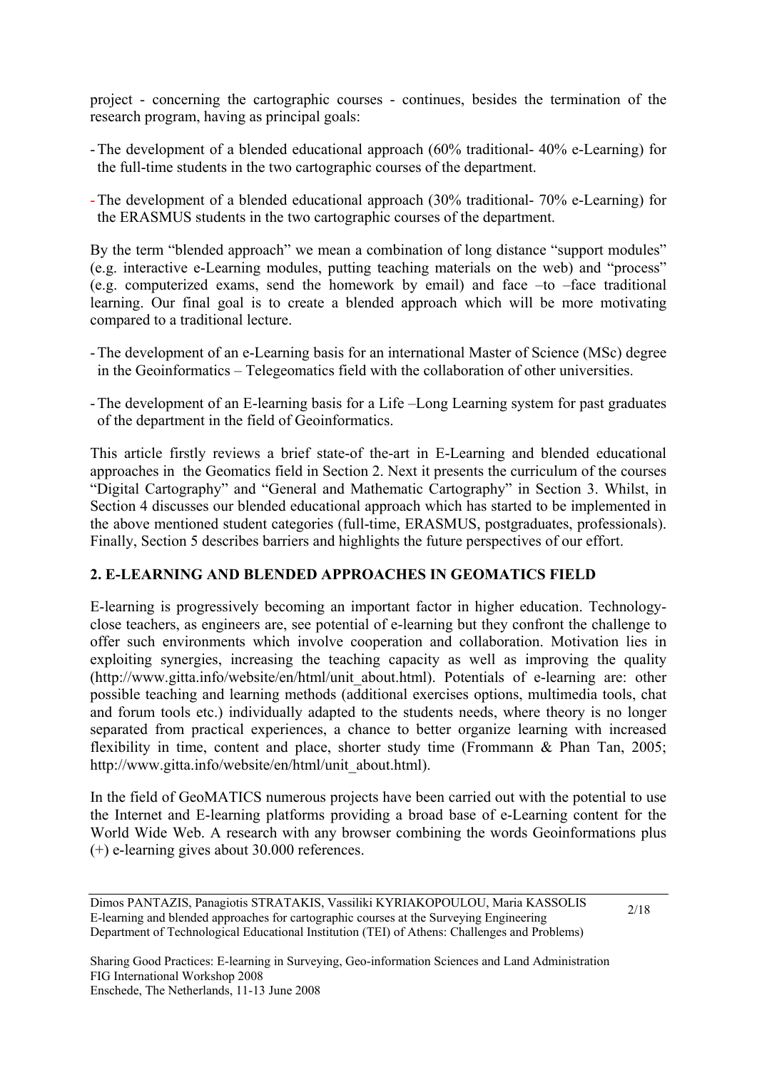project - concerning the cartographic courses - continues, besides the termination of the research program, having as principal goals:

- The development of a blended educational approach (60% traditional- 40% e-Learning) for the full-time students in the two cartographic courses of the department.
- The development of a blended educational approach (30% traditional- 70% e-Learning) for the ERASMUS students in the two cartographic courses of the department.

By the term "blended approach" we mean a combination of long distance "support modules" (e.g. interactive e-Learning modules, putting teaching materials on the web) and "process" (e.g. computerized exams, send the homework by email) and face –to –face traditional learning. Our final goal is to create a blended approach which will be more motivating compared to a traditional lecture.

- The development of an e-Learning basis for an international Master of Science (MSc) degree in the Geoinformatics – Telegeomatics field with the collaboration of other universities.
- The development of an E-learning basis for a Life –Long Learning system for past graduates of the department in the field of Geoinformatics.

This article firstly reviews a brief state-of the-art in E-Learning and blended educational approaches in the Geomatics field in Section 2. Next it presents the curriculum of the courses "Digital Cartography" and "General and Mathematic Cartography" in Section 3. Whilst, in Section 4 discusses our blended educational approach which has started to be implemented in the above mentioned student categories (full-time, ERASMUS, postgraduates, professionals). Finally, Section 5 describes barriers and highlights the future perspectives of our effort.

## 2. E-LEARNING AND BLENDED APPROACHES IN GEOMATICS FIELD

E-learning is progressively becoming an important factor in higher education. Technology-close teachers, as engineers are, see potential of e-learning but they confront the challenge to offer such environments which involve cooperation and collaboration. Motivation lies in exploiting synergies, increasing the teaching capacity as well as improving the quality (http://www.gitta.info/website/en/html/unit_about.html). Potentials of e-learning are: other possible teaching and learning methods (additional exercises options, multimedia tools, chat and forum tools etc.) individually adapted to the students needs, where theory is no longer separated from practical experiences, a chance to better organize learning with increased flexibility in time, content and place, shorter study time (Frommann & Phan Tan, 2005; http://www.gitta.info/website/en/html/unit_about.html).

In the field of GeoMATICS numerous projects have been carried out with the potential to use the Internet and E-learning platforms providing a broad base of e-Learning content for the World Wide Web. A research with any browser combining the words Geoinformations plus (+) e-learning gives about 30.000 references.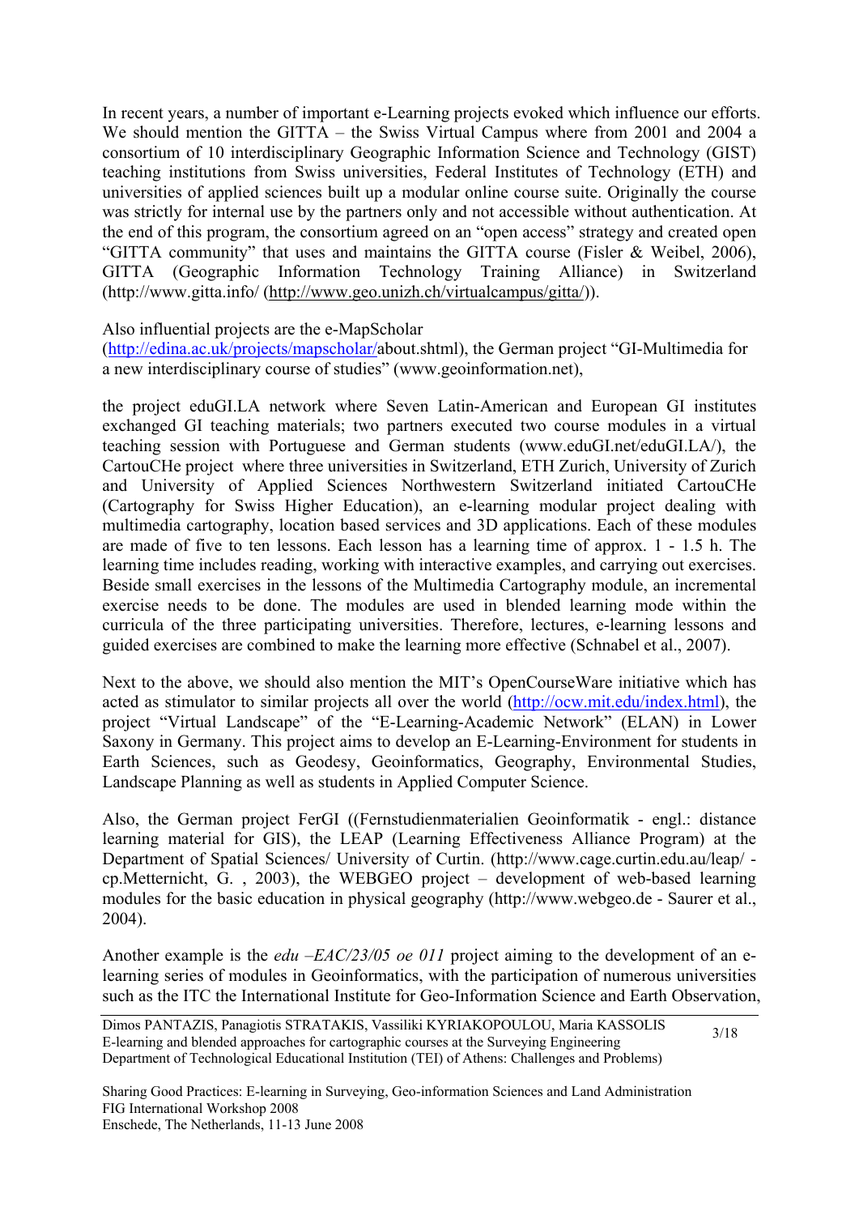In recent years, a number of important e-Learning projects evoked which influence our efforts. We should mention the GITTA – the Swiss Virtual Campus where from 2001 and 2004 a consortium of 10 interdisciplinary Geographic Information Science and Technology (GIST) teaching institutions from Swiss universities, Federal Institutes of Technology (ETH) and universities of applied sciences built up a modular online course suite. Originally the course was strictly for internal use by the partners only and not accessible without authentication. At the end of this program, the consortium agreed on an "open access" strategy and created open "GITTA community" that uses and maintains the GITTA course (Fisler & Weibel, 2006), GITTA (Geographic Information Technology Training Alliance) in Switzerland (http://www.gitta.info/ (http://www.geo.unizh.ch/virtualcampus/gitta/)).

Also influential projects are the e-MapScholar (http://edina.ac.uk/projects/mapscholar/about.shtml), the German project "GI-Multimedia for a new interdisciplinary course of studies" (www.geoinformation.net),

the project eduGI.LA network where Seven Latin-American and European GI institutes exchanged GI teaching materials; two partners executed two course modules in a virtual teaching session with Portuguese and German students (www.eduGI.net/eduGI.LA/), the CartouCHe project where three universities in Switzerland, ETH Zurich, University of Zurich and University of Applied Sciences Northwestern Switzerland initiated CartouCHe (Cartography for Swiss Higher Education), an e-learning modular project dealing with multimedia cartography, location based services and 3D applications. Each of these modules are made of five to ten lessons. Each lesson has a learning time of approx. 1 - 1.5 h. The learning time includes reading, working with interactive examples, and carrying out exercises. Beside small exercises in the lessons of the Multimedia Cartography module, an incremental exercise needs to be done. The modules are used in blended learning mode within the curricula of the three participating universities. Therefore, lectures, e-learning lessons and guided exercises are combined to make the learning more effective (Schnabel et al., 2007).

Next to the above, we should also mention the MIT's OpenCourseWare initiative which has acted as stimulator to similar projects all over the world (http://ocw.mit.edu/index.html), the project "Virtual Landscape" of the "E-Learning-Academic Network" (ELAN) in Lower Saxony in Germany. This project aims to develop an E-Learning-Environment for students in Earth Sciences, such as Geodesy, Geoinformatics, Geography, Environmental Studies, Landscape Planning as well as students in Applied Computer Science.

Also, the German project FerGI ((Fernstudienmaterialien Geoinformatik - engl.: distance learning material for GIS), the LEAP (Learning Effectiveness Alliance Program) at the Department of Spatial Sciences/ University of Curtin. (http://www.cage.curtin.edu.au/leap/ - cp.Metternicht, G. , 2003), the WEBGEO project – development of web-based learning modules for the basic education in physical geography (http://www.webgeo.de - Saurer et al., 2004).

Another example is the *edu –EAC/23/05 oe 011* project aiming to the development of an e-learning series of modules in Geoinformatics, with the participation of numerous universities such as the ITC the International Institute for Geo-Information Science and Earth Observation,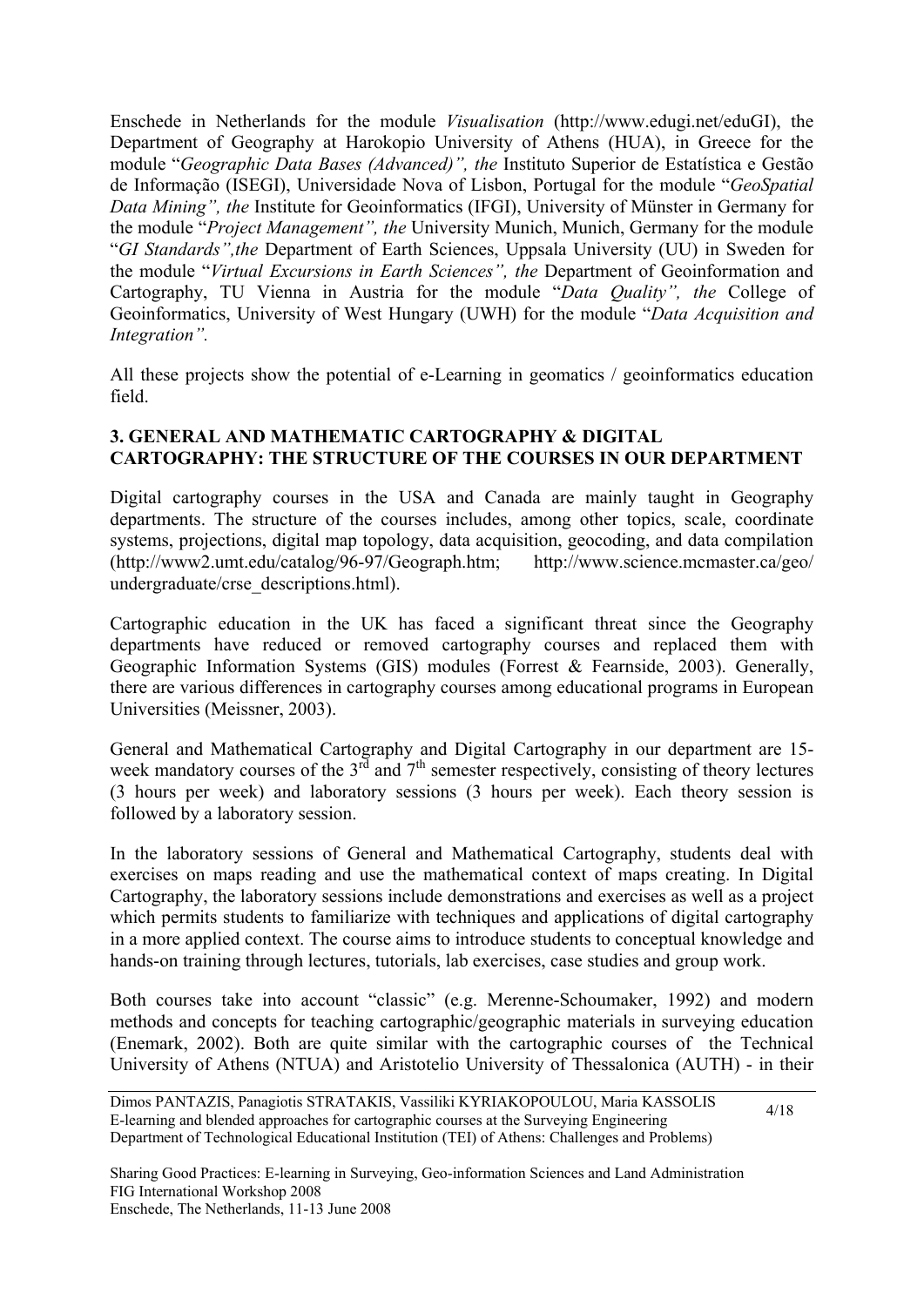Enschede in Netherlands for the module *Visualisation* (http://www.edugi.net/eduGI), the Department of Geography at Harokopio University of Athens (HUA), in Greece for the module "*Geographic Data Bases (Advanced)", the* Instituto Superior de Estatística e Gestão de Informação (ISEGI), Universidade Nova of Lisbon, Portugal for the module "*GeoSpatial Data Mining", the* Institute for Geoinformatics (IFGI), University of Münster in Germany for the module "*Project Management", the* University Munich, Munich, Germany for the module "*GI Standards",the* Department of Earth Sciences, Uppsala University (UU) in Sweden for the module "*Virtual Excursions in Earth Sciences", the* Department of Geoinformation and Cartography, TU Vienna in Austria for the module "*Data Quality", the* College of Geoinformatics, University of West Hungary (UWH) for the module "*Data Acquisition and Integration".*

All these projects show the potential of e-Learning in geomatics / geoinformatics education field.

### 3. GENERAL AND MATHEMATIC CARTOGRAPHY & DIGITAL CARTOGRAPHY: THE STRUCTURE OF THE COURSES IN OUR DEPARTMENT

Digital cartography courses in the USA and Canada are mainly taught in Geography departments. The structure of the courses includes, among other topics, scale, coordinate systems, projections, digital map topology, data acquisition, geocoding, and data compilation (http://www2.umt.edu/catalog/96-97/Geograph.htm; http://www.science.mcmaster.ca/geo/undergraduate/crse_descriptions.html).

Cartographic education in the UK has faced a significant threat since the Geography departments have reduced or removed cartography courses and replaced them with Geographic Information Systems (GIS) modules (Forrest & Fearnside, 2003). Generally, there are various differences in cartography courses among educational programs in European Universities (Meissner, 2003).

General and Mathematical Cartography and Digital Cartography in our department are 15-week mandatory courses of the 3rd and 7th semester respectively, consisting of theory lectures (3 hours per week) and laboratory sessions (3 hours per week). Each theory session is followed by a laboratory session.

In the laboratory sessions of General and Mathematical Cartography, students deal with exercises on maps reading and use the mathematical context of maps creating. In Digital Cartography, the laboratory sessions include demonstrations and exercises as well as a project which permits students to familiarize with techniques and applications of digital cartography in a more applied context. The course aims to introduce students to conceptual knowledge and hands-on training through lectures, tutorials, lab exercises, case studies and group work.

Both courses take into account "classic" (e.g. Merenne-Schoumaker, 1992) and modern methods and concepts for teaching cartographic/geographic materials in surveying education (Enemark, 2002). Both are quite similar with the cartographic courses of the Technical University of Athens (NTUA) and Aristotelio University of Thessalonica (AUTH) - in their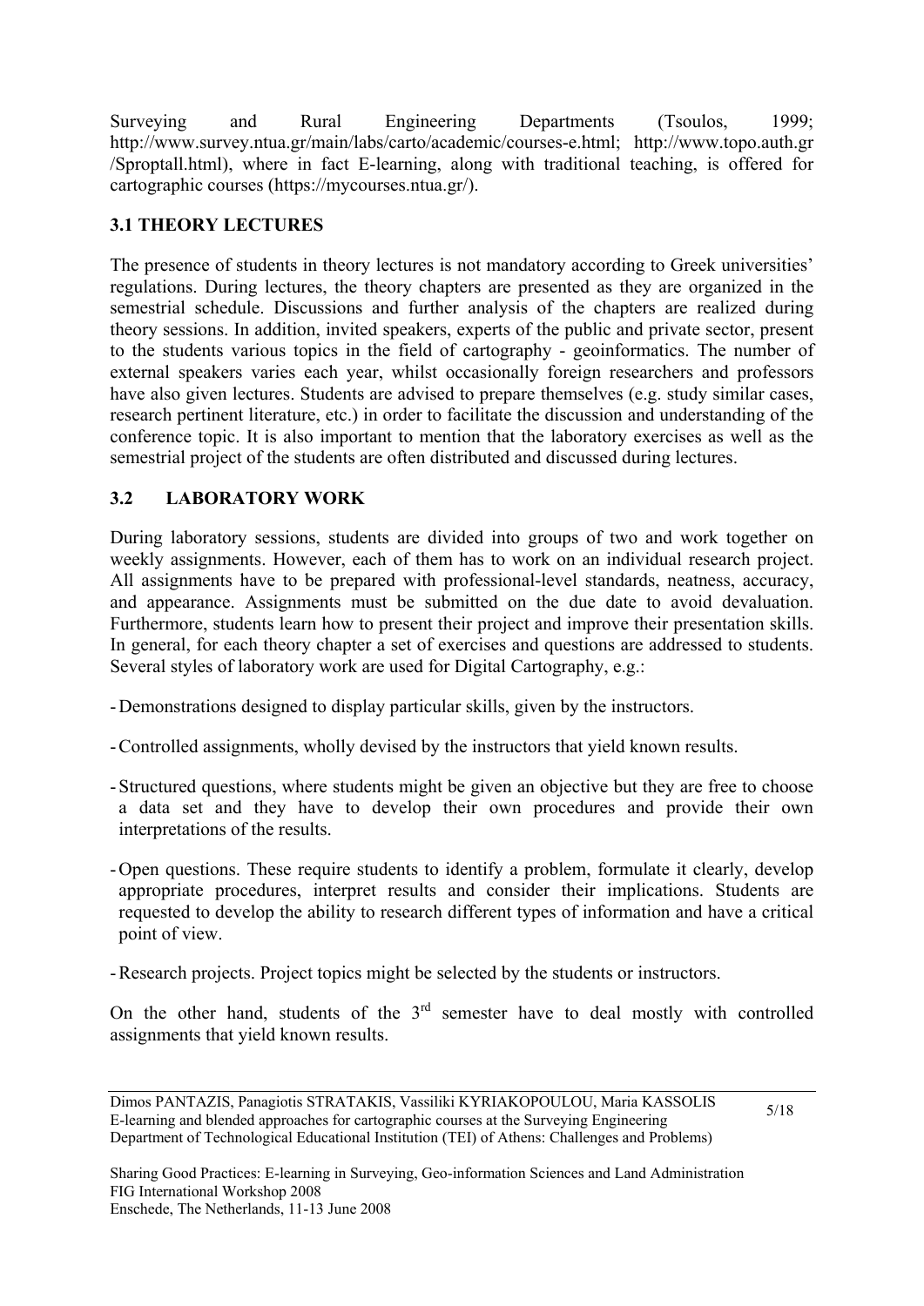Surveying and Rural Engineering Departments (Tsoulos, 1999; http://www.survey.ntua.gr/main/labs/carto/academic/courses-e.html; http://www.topo.auth.gr /Sproptall.html), where in fact E-learning, along with traditional teaching, is offered for cartographic courses (https://mycourses.ntua.gr/).

### 3.1 THEORY LECTURES

The presence of students in theory lectures is not mandatory according to Greek universities' regulations. During lectures, the theory chapters are presented as they are organized in the semestrial schedule. Discussions and further analysis of the chapters are realized during theory sessions. In addition, invited speakers, experts of the public and private sector, present to the students various topics in the field of cartography - geoinformatics. The number of external speakers varies each year, whilst occasionally foreign researchers and professors have also given lectures. Students are advised to prepare themselves (e.g. study similar cases, research pertinent literature, etc.) in order to facilitate the discussion and understanding of the conference topic. It is also important to mention that the laboratory exercises as well as the semestrial project of the students are often distributed and discussed during lectures.

### 3.2 LABORATORY WORK

During laboratory sessions, students are divided into groups of two and work together on weekly assignments. However, each of them has to work on an individual research project. All assignments have to be prepared with professional-level standards, neatness, accuracy, and appearance. Assignments must be submitted on the due date to avoid devaluation. Furthermore, students learn how to present their project and improve their presentation skills. In general, for each theory chapter a set of exercises and questions are addressed to students. Several styles of laboratory work are used for Digital Cartography, e.g.:

- Demonstrations designed to display particular skills, given by the instructors.
- Controlled assignments, wholly devised by the instructors that yield known results.
- Structured questions, where students might be given an objective but they are free to choose a data set and they have to develop their own procedures and provide their own interpretations of the results.
- Open questions. These require students to identify a problem, formulate it clearly, develop appropriate procedures, interpret results and consider their implications. Students are requested to develop the ability to research different types of information and have a critical point of view.
- Research projects. Project topics might be selected by the students or instructors.

On the other hand, students of the 3rd semester have to deal mostly with controlled assignments that yield known results.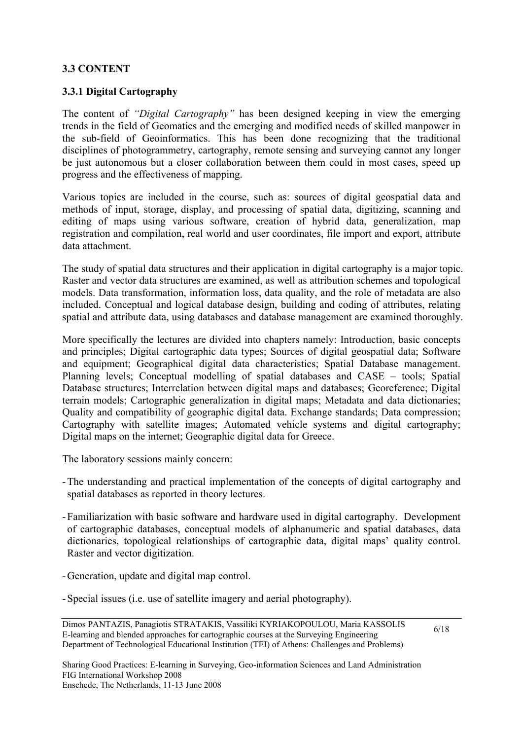### 3.3 CONTENT

#### 3.3.1 Digital Cartography

The content of *"Digital Cartography"* has been designed keeping in view the emerging trends in the field of Geomatics and the emerging and modified needs of skilled manpower in the sub-field of Geoinformatics. This has been done recognizing that the traditional disciplines of photogrammetry, cartography, remote sensing and surveying cannot any longer be just autonomous but a closer collaboration between them could in most cases, speed up progress and the effectiveness of mapping.

Various topics are included in the course, such as: sources of digital geospatial data and methods of input, storage, display, and processing of spatial data, digitizing, scanning and editing of maps using various software, creation of hybrid data, generalization, map registration and compilation, real world and user coordinates, file import and export, attribute data attachment.

The study of spatial data structures and their application in digital cartography is a major topic. Raster and vector data structures are examined, as well as attribution schemes and topological models. Data transformation, information loss, data quality, and the role of metadata are also included. Conceptual and logical database design, building and coding of attributes, relating spatial and attribute data, using databases and database management are examined thoroughly.

More specifically the lectures are divided into chapters namely: Introduction, basic concepts and principles; Digital cartographic data types; Sources of digital geospatial data; Software and equipment; Geographical digital data characteristics; Spatial Database management. Planning levels; Conceptual modelling of spatial databases and CASE – tools; Spatial Database structures; Interrelation between digital maps and databases; Georeference; Digital terrain models; Cartographic generalization in digital maps; Metadata and data dictionaries; Quality and compatibility of geographic digital data. Exchange standards; Data compression; Cartography with satellite images; Automated vehicle systems and digital cartography; Digital maps on the internet; Geographic digital data for Greece.

The laboratory sessions mainly concern:

- The understanding and practical implementation of the concepts of digital cartography and spatial databases as reported in theory lectures.
- Familiarization with basic software and hardware used in digital cartography. Development of cartographic databases, conceptual models of alphanumeric and spatial databases, data dictionaries, topological relationships of cartographic data, digital maps' quality control. Raster and vector digitization.
- Generation, update and digital map control.
- Special issues (i.e. use of satellite imagery and aerial photography).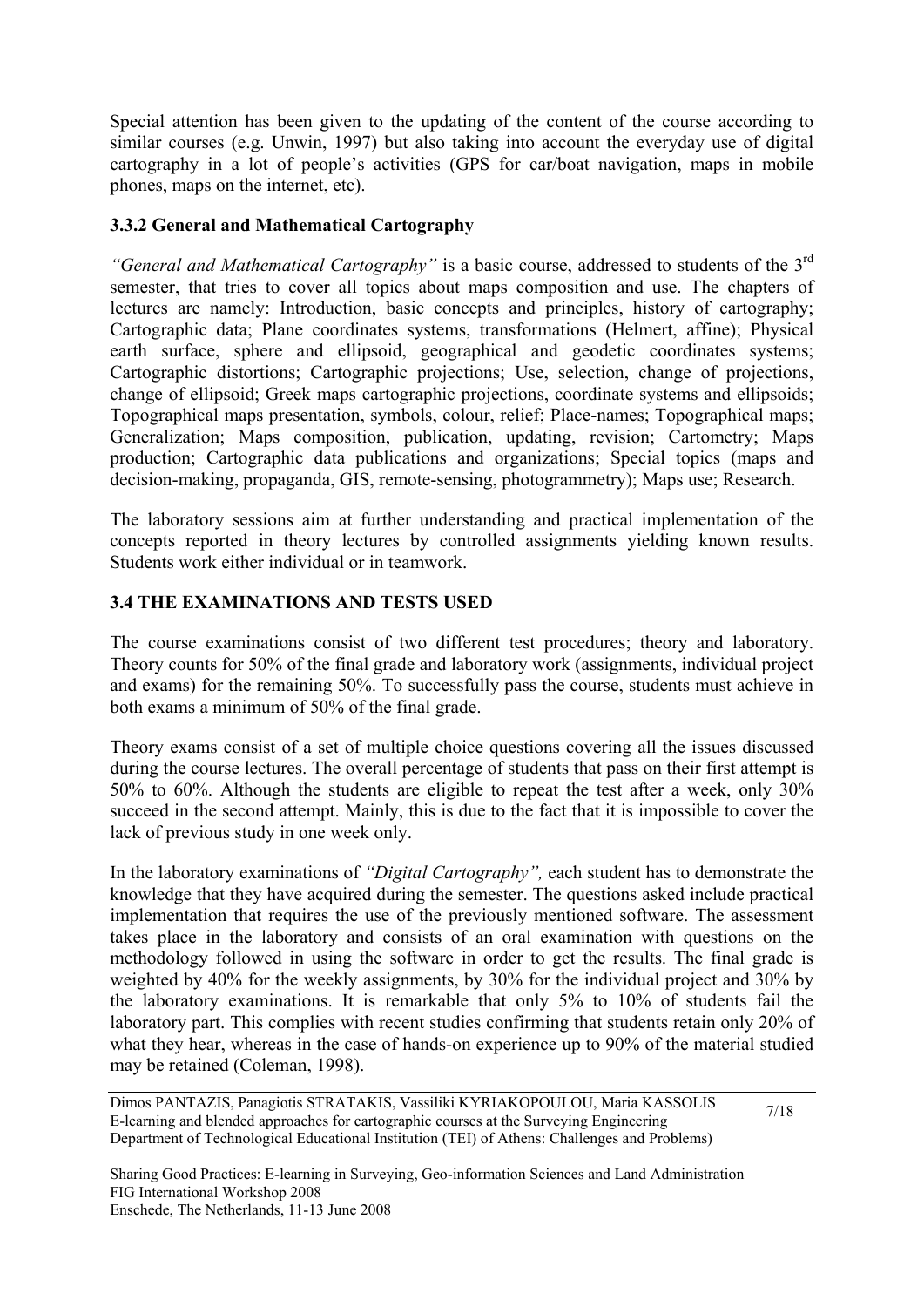Special attention has been given to the updating of the content of the course according to similar courses (e.g. Unwin, 1997) but also taking into account the everyday use of digital cartography in a lot of people's activities (GPS for car/boat navigation, maps in mobile phones, maps on the internet, etc).

### 3.3.2 General and Mathematical Cartography

*"General and Mathematical Cartography"* is a basic course, addressed to students of the 3rd semester, that tries to cover all topics about maps composition and use. The chapters of lectures are namely: Introduction, basic concepts and principles, history of cartography; Cartographic data; Plane coordinates systems, transformations (Helmert, affine); Physical earth surface, sphere and ellipsoid, geographical and geodetic coordinates systems; Cartographic distortions; Cartographic projections; Use, selection, change of projections, change of ellipsoid; Greek maps cartographic projections, coordinate systems and ellipsoids; Topographical maps presentation, symbols, colour, relief; Place-names; Topographical maps; Generalization; Maps composition, publication, updating, revision; Cartometry; Maps production; Cartographic data publications and organizations; Special topics (maps and decision-making, propaganda, GIS, remote-sensing, photogrammetry); Maps use; Research.

The laboratory sessions aim at further understanding and practical implementation of the concepts reported in theory lectures by controlled assignments yielding known results. Students work either individual or in teamwork.

## 3.4 THE EXAMINATIONS AND TESTS USED

The course examinations consist of two different test procedures; theory and laboratory. Theory counts for 50% of the final grade and laboratory work (assignments, individual project and exams) for the remaining 50%. To successfully pass the course, students must achieve in both exams a minimum of 50% of the final grade.

Theory exams consist of a set of multiple choice questions covering all the issues discussed during the course lectures. The overall percentage of students that pass on their first attempt is 50% to 60%. Although the students are eligible to repeat the test after a week, only 30% succeed in the second attempt. Mainly, this is due to the fact that it is impossible to cover the lack of previous study in one week only.

In the laboratory examinations of *"Digital Cartography",* each student has to demonstrate the knowledge that they have acquired during the semester. The questions asked include practical implementation that requires the use of the previously mentioned software. The assessment takes place in the laboratory and consists of an oral examination with questions on the methodology followed in using the software in order to get the results. The final grade is weighted by 40% for the weekly assignments, by 30% for the individual project and 30% by the laboratory examinations. It is remarkable that only 5% to 10% of students fail the laboratory part. This complies with recent studies confirming that students retain only 20% of what they hear, whereas in the case of hands-on experience up to 90% of the material studied may be retained (Coleman, 1998).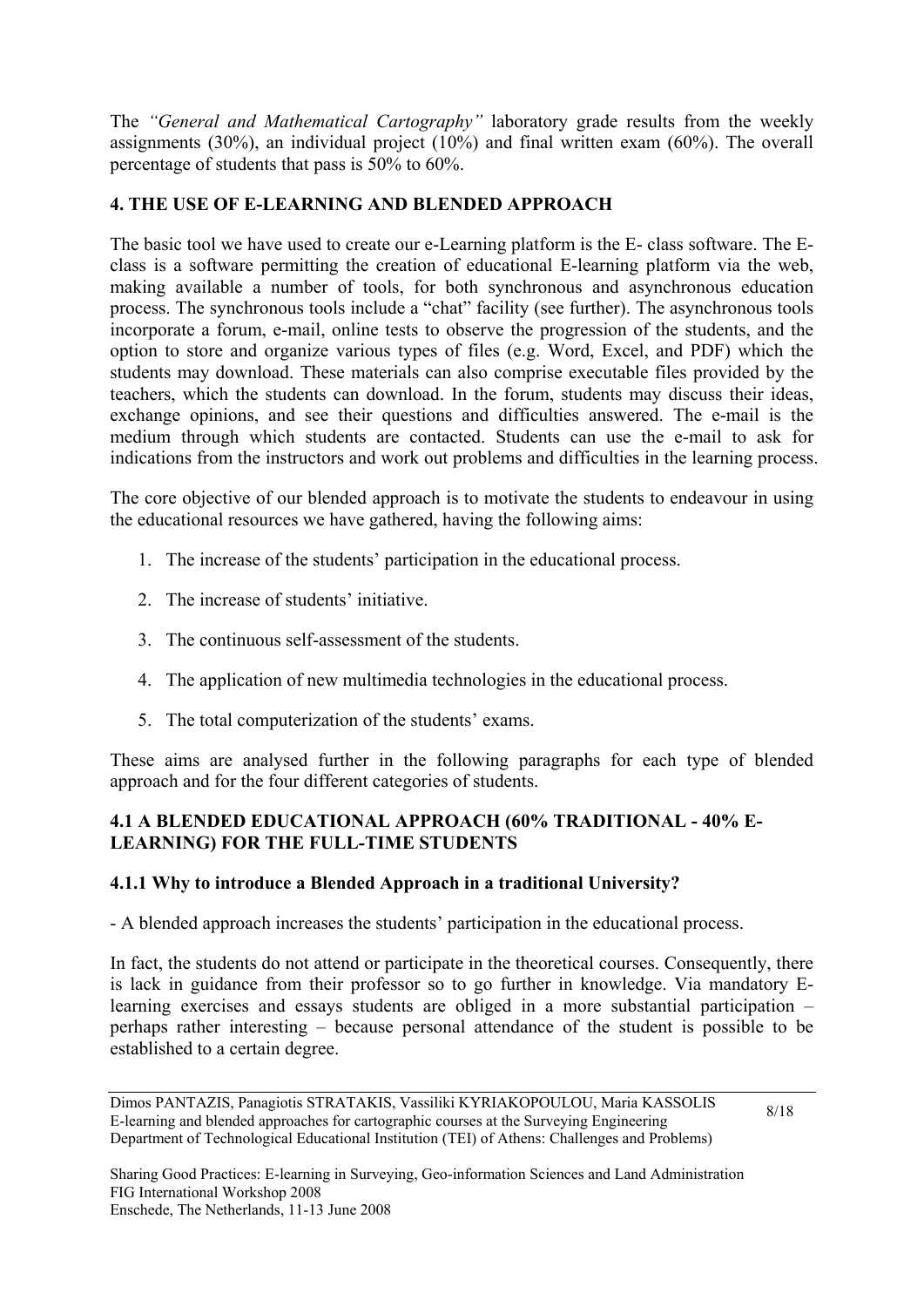The *"General and Mathematical Cartography"* laboratory grade results from the weekly assignments (30%), an individual project (10%) and final written exam (60%). The overall percentage of students that pass is 50% to 60%.

## 4. THE USE OF E-LEARNING AND BLENDED APPROACH

The basic tool we have used to create our e-Learning platform is the E- class software. The E-class is a software permitting the creation of educational E-learning platform via the web, making available a number of tools, for both synchronous and asynchronous education process. The synchronous tools include a "chat" facility (see further). The asynchronous tools incorporate a forum, e-mail, online tests to observe the progression of the students, and the option to store and organize various types of files (e.g. Word, Excel, and PDF) which the students may download. These materials can also comprise executable files provided by the teachers, which the students can download. In the forum, students may discuss their ideas, exchange opinions, and see their questions and difficulties answered. The e-mail is the medium through which students are contacted. Students can use the e-mail to ask for indications from the instructors and work out problems and difficulties in the learning process.

The core objective of our blended approach is to motivate the students to endeavour in using the educational resources we have gathered, having the following aims:

1. The increase of the students' participation in the educational process.
2. The increase of students' initiative.
3. The continuous self-assessment of the students.
4. The application of new multimedia technologies in the educational process.
5. The total computerization of the students' exams.

These aims are analysed further in the following paragraphs for each type of blended approach and for the four different categories of students.

### 4.1 A BLENDED EDUCATIONAL APPROACH (60% TRADITIONAL - 40% E-LEARNING) FOR THE FULL-TIME STUDENTS

#### 4.1.1 Why to introduce a Blended Approach in a traditional University?

- A blended approach increases the students' participation in the educational process.

In fact, the students do not attend or participate in the theoretical courses. Consequently, there is lack in guidance from their professor so to go further in knowledge. Via mandatory E-learning exercises and essays students are obliged in a more substantial participation – perhaps rather interesting – because personal attendance of the student is possible to be established to a certain degree.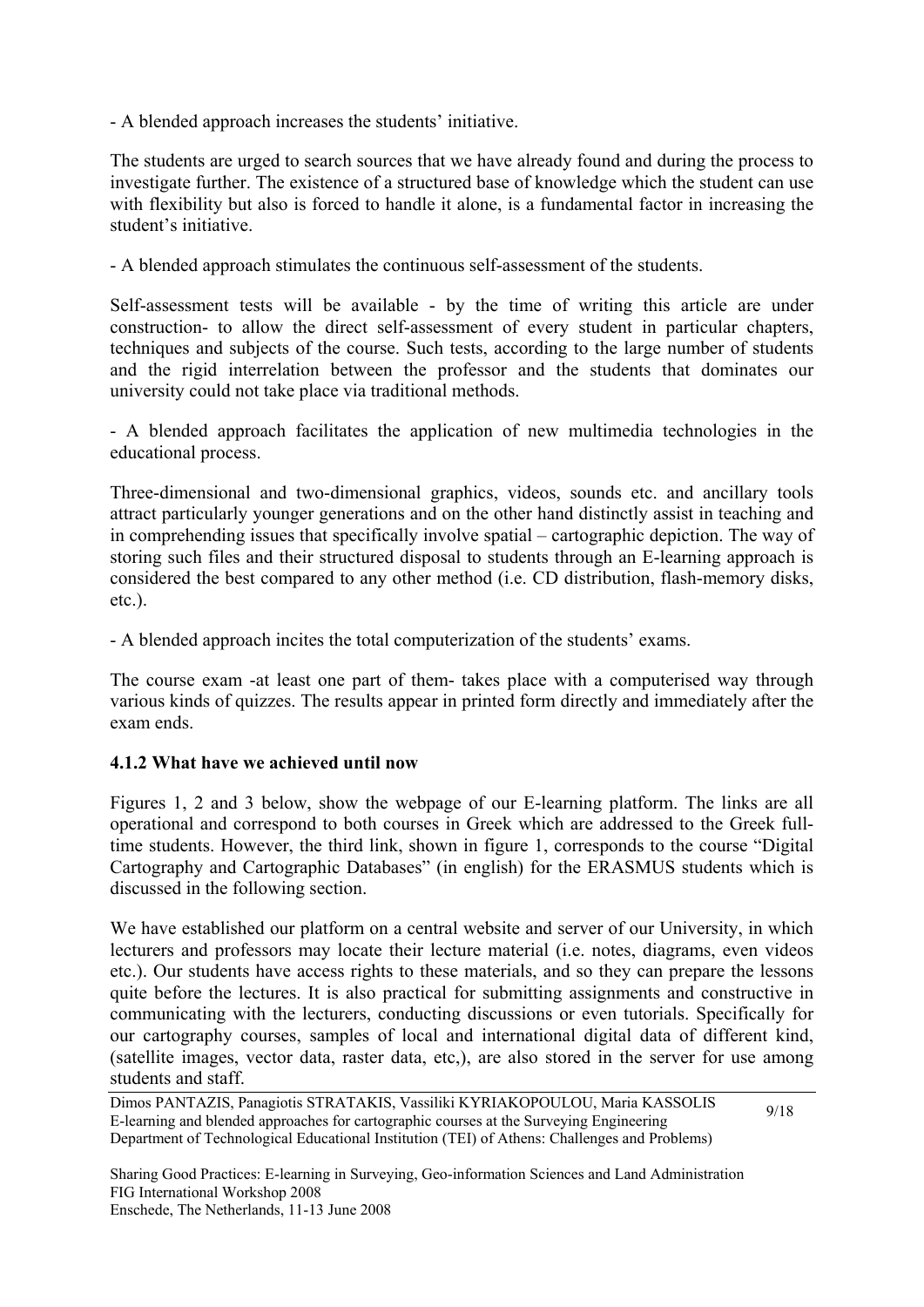- A blended approach increases the students' initiative.

The students are urged to search sources that we have already found and during the process to investigate further. The existence of a structured base of knowledge which the student can use with flexibility but also is forced to handle it alone, is a fundamental factor in increasing the student's initiative.

- A blended approach stimulates the continuous self-assessment of the students.

Self-assessment tests will be available - by the time of writing this article are under construction- to allow the direct self-assessment of every student in particular chapters, techniques and subjects of the course. Such tests, according to the large number of students and the rigid interrelation between the professor and the students that dominates our university could not take place via traditional methods.

- A blended approach facilitates the application of new multimedia technologies in the educational process.

Three-dimensional and two-dimensional graphics, videos, sounds etc. and ancillary tools attract particularly younger generations and on the other hand distinctly assist in teaching and in comprehending issues that specifically involve spatial – cartographic depiction. The way of storing such files and their structured disposal to students through an E-learning approach is considered the best compared to any other method (i.e. CD distribution, flash-memory disks, etc.).

- A blended approach incites the total computerization of the students' exams.

The course exam -at least one part of them- takes place with a computerised way through various kinds of quizzes. The results appear in printed form directly and immediately after the exam ends.

#### 4.1.2 What have we achieved until now

Figures 1, 2 and 3 below, show the webpage of our E-learning platform. The links are all operational and correspond to both courses in Greek which are addressed to the Greek full-time students. However, the third link, shown in figure 1, corresponds to the course "Digital Cartography and Cartographic Databases" (in english) for the ERASMUS students which is discussed in the following section.

We have established our platform on a central website and server of our University, in which lecturers and professors may locate their lecture material (i.e. notes, diagrams, even videos etc.). Our students have access rights to these materials, and so they can prepare the lessons quite before the lectures. It is also practical for submitting assignments and constructive in communicating with the lecturers, conducting discussions or even tutorials. Specifically for our cartography courses, samples of local and international digital data of different kind, (satellite images, vector data, raster data, etc,), are also stored in the server for use among students and staff.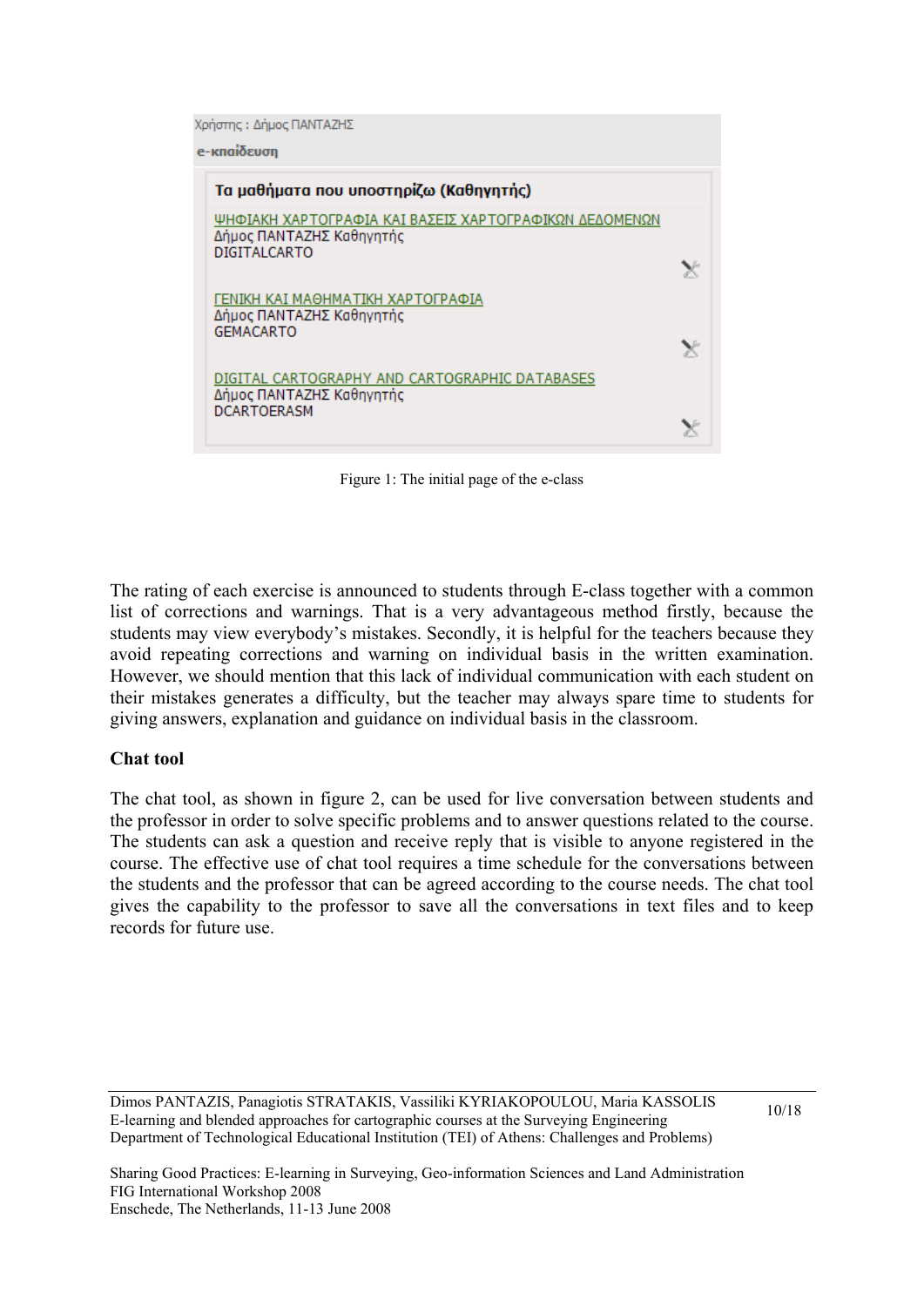Χρήστης : Δήμος ΠΑΝΤΑΖΗΣ

e-παίδευση

**Τα μαθήματα που υποστηρίζω (Καθηγητής)**

ΨΗΦΙΑΚΗ ΧΑΡΤΟΓΡΑΦΙΑ ΚΑΙ ΒΑΣΕΙΣ ΧΑΡΤΟΓΡΑΦΙΚΩΝ ΔΕΔΟΜΕΝΩΝ
Δήμος ΠΑΝΤΑΖΗΣ Καθηγητής
DIGITALCARTO

ΓΕΝΙΚΗ ΚΑΙ ΜΑΘΗΜΑΤΙΚΗ ΧΑΡΤΟΓΡΑΦΙΑ
Δήμος ΠΑΝΤΑΖΗΣ Καθηγητής
GEMACARTO

DIGITAL CARTOGRAPHY AND CARTOGRAPHIC DATABASES
Δήμος ΠΑΝΤΑΖΗΣ Καθηγητής
DCARTOERASM

Figure 1: The initial page of the e-class

The rating of each exercise is announced to students through E-class together with a common list of corrections and warnings. That is a very advantageous method firstly, because the students may view everybody's mistakes. Secondly, it is helpful for the teachers because they avoid repeating corrections and warning on individual basis in the written examination. However, we should mention that this lack of individual communication with each student on their mistakes generates a difficulty, but the teacher may always spare time to students for giving answers, explanation and guidance on individual basis in the classroom.

**Chat tool**

The chat tool, as shown in figure 2, can be used for live conversation between students and the professor in order to solve specific problems and to answer questions related to the course. The students can ask a question and receive reply that is visible to anyone registered in the course. The effective use of chat tool requires a time schedule for the conversations between the students and the professor that can be agreed according to the course needs. The chat tool gives the capability to the professor to save all the conversations in text files and to keep records for future use.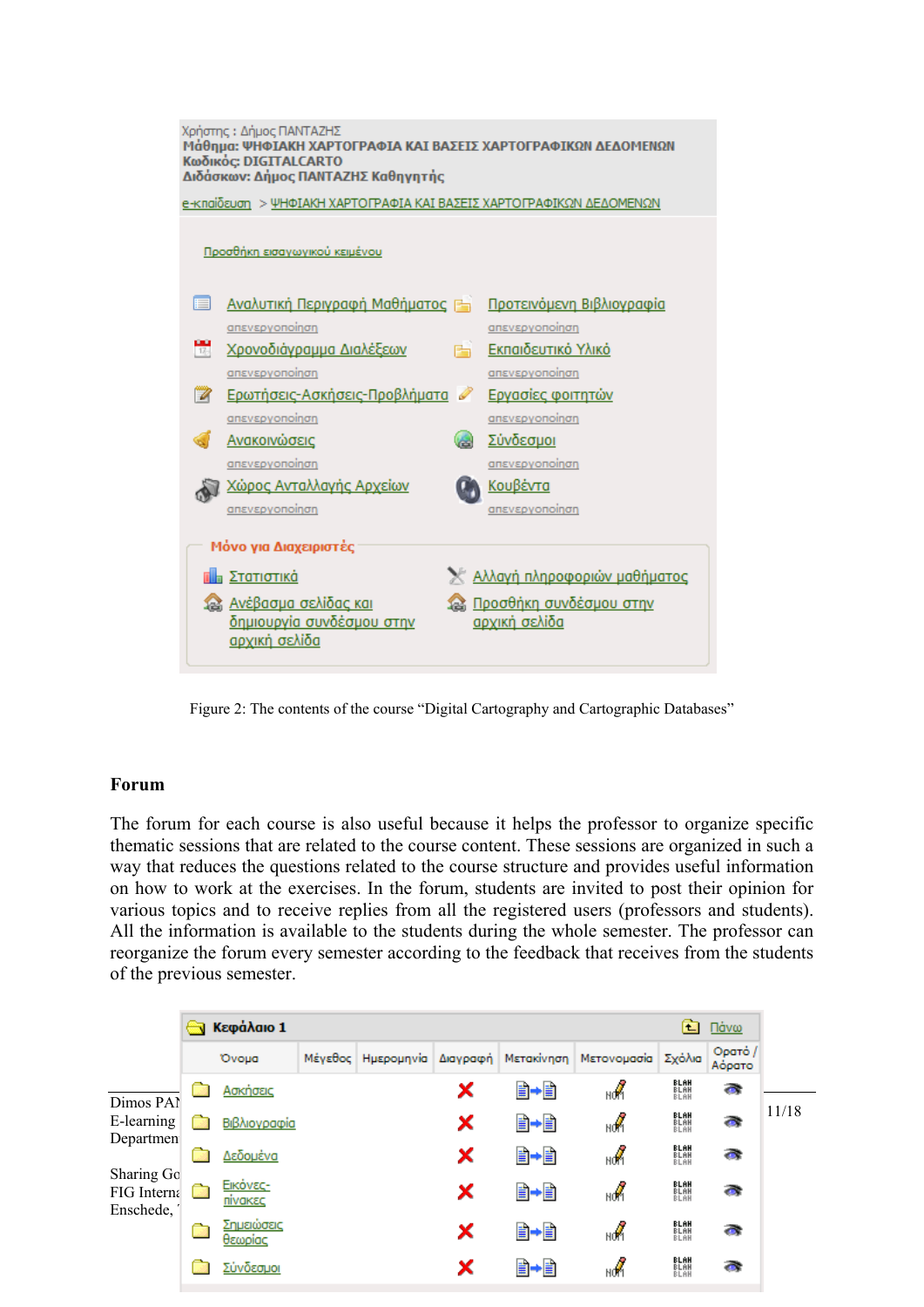Χρήστης : Δήμος ΠΑΝΤΑΖΗΣ
**Μάθημα: ΨΗΦΙΑΚΗ ΧΑΡΤΟΓΡΑΦΙΑ ΚΑΙ ΒΑΣΕΙΣ ΧΑΡΤΟΓΡΑΦΙΚΩΝ ΔΕΔΟΜΕΝΩΝ**
**Κωδικός: DIGITALCARTO**
**Διδάσκων: Δήμος ΠΑΝΤΑΖΗΣ Καθηγητής**

e-κπαίδευση > ΨΗΦΙΑΚΗ ΧΑΡΤΟΓΡΑΦΙΑ ΚΑΙ ΒΑΣΕΙΣ ΧΑΡΤΟΓΡΑΦΙΚΩΝ ΔΕΔΟΜΕΝΩΝ

Προσθήκη εισαγωγικού κειμένου

| | |
|---|---|
| Αναλυτική Περιγραφή Μαθήματος (απενεργοποίηση) | Προτεινόμενη Βιβλιογραφία (απενεργοποίηση) |
| Χρονοδιάγραμμα Διαλέξεων (απενεργοποίηση) | Εκπαιδευτικό Υλικό (απενεργοποίηση) |
| Ερωτήσεις-Ασκήσεις-Προβλήματα (απενεργοποίηση) | Εργασίες φοιτητών (απενεργοποίηση) |
| Ανακοινώσεις (απενεργοποίηση) | Σύνδεσμοι (απενεργοποίηση) |
| Χώρος Ανταλλαγής Αρχείων (απενεργοποίηση) | Κουβέντα (απενεργοποίηση) |

**Μόνο για Διαχειριστές**

| | |
|---|---|
| Στατιστικά | Αλλαγή πληροφοριών μαθήματος |
| Ανέβασμα σελίδας και δημιουργία συνδέσμου στην αρχική σελίδα | Προσθήκη συνδέσμου στην αρχική σελίδα |

Figure 2: The contents of the course "Digital Cartography and Cartographic Databases"

## Forum

The forum for each course is also useful because it helps the professor to organize specific thematic sessions that are related to the course content. These sessions are organized in such a way that reduces the questions related to the course structure and provides useful information on how to work at the exercises. In the forum, students are invited to post their opinion for various topics and to receive replies from all the registered users (professors and students). All the information is available to the students during the whole semester. The professor can reorganize the forum every semester according to the feedback that receives from the students of the previous semester.

**Κεφάλαιο 1** — Πάνω

| Όνομα | Μέγεθος | Ημερομηνία | Διαγραφή | Μετακίνηση | Μετονομασία | Σχόλια | Ορατό / Αόρατο |
|---|---|---|---|---|---|---|---|
| Ασκήσεις | | | | | | | |
| Βιβλιογραφία | | | | | | | |
| Δεδομένα | | | | | | | |
| Εικόνες-πίνακες | | | | | | | |
| Σημειώσεις θεωρίας | | | | | | | |
| Σύνδεσμοι | | | | | | | |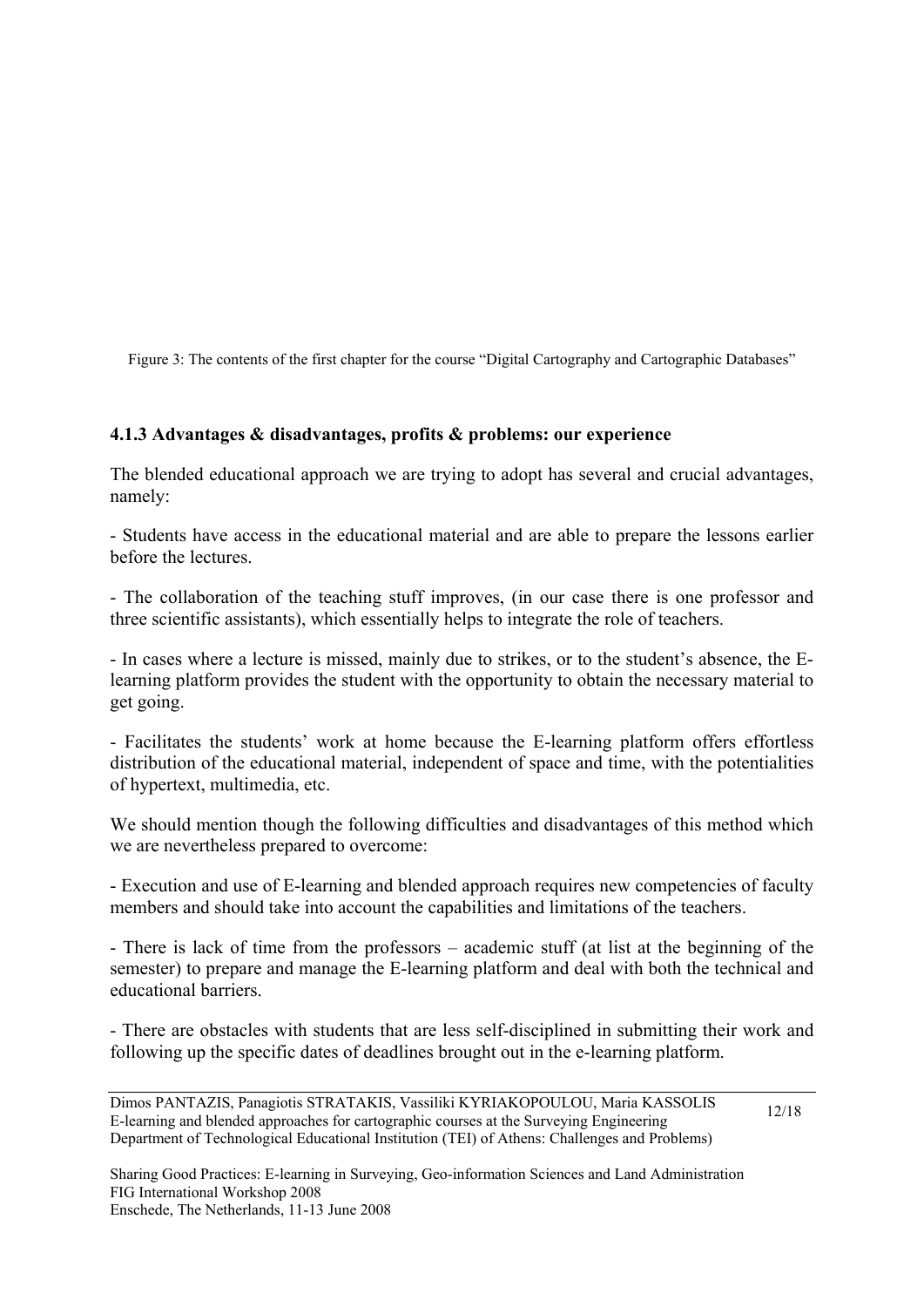Figure 3: The contents of the first chapter for the course “Digital Cartography and Cartographic Databases”

### 4.1.3 Advantages & disadvantages, profits & problems: our experience

The blended educational approach we are trying to adopt has several and crucial advantages, namely:

- Students have access in the educational material and are able to prepare the lessons earlier before the lectures.

- The collaboration of the teaching stuff improves, (in our case there is one professor and three scientific assistants), which essentially helps to integrate the role of teachers.

- In cases where a lecture is missed, mainly due to strikes, or to the student’s absence, the E-learning platform provides the student with the opportunity to obtain the necessary material to get going.

- Facilitates the students’ work at home because the E-learning platform offers effortless distribution of the educational material, independent of space and time, with the potentialities of hypertext, multimedia, etc.

We should mention though the following difficulties and disadvantages of this method which we are nevertheless prepared to overcome:

- Execution and use of E-learning and blended approach requires new competencies of faculty members and should take into account the capabilities and limitations of the teachers.

- There is lack of time from the professors – academic stuff (at list at the beginning of the semester) to prepare and manage the E-learning platform and deal with both the technical and educational barriers.

- There are obstacles with students that are less self-disciplined in submitting their work and following up the specific dates of deadlines brought out in the e-learning platform.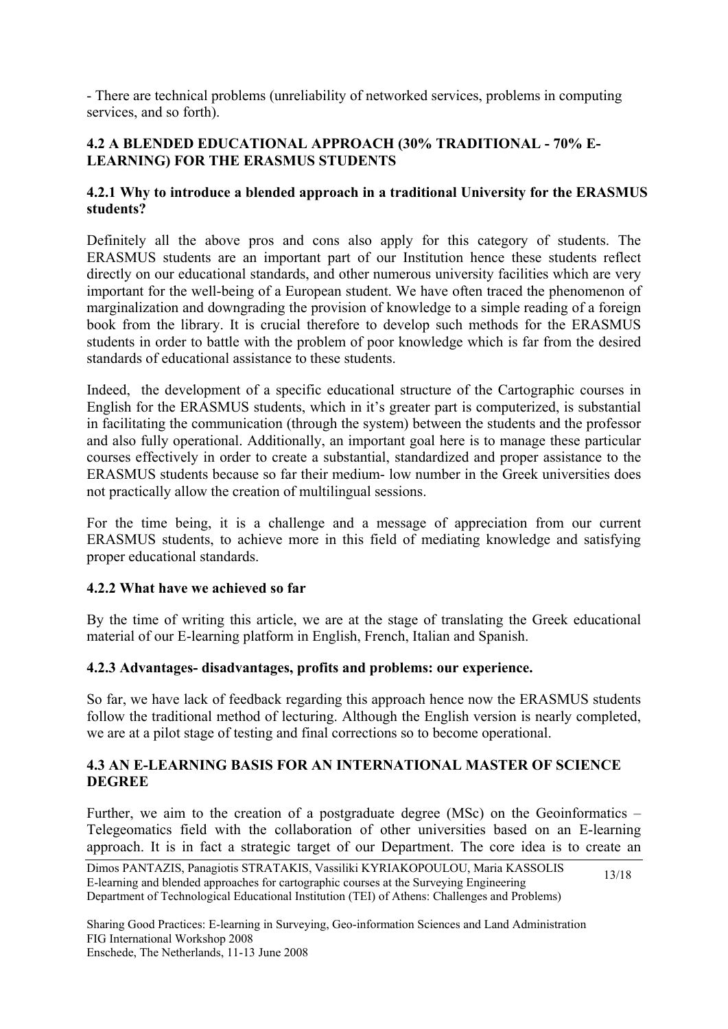- There are technical problems (unreliability of networked services, problems in computing services, and so forth).

### 4.2 A BLENDED EDUCATIONAL APPROACH (30% TRADITIONAL - 70% E-LEARNING) FOR THE ERASMUS STUDENTS

#### 4.2.1 Why to introduce a blended approach in a traditional University for the ERASMUS students?

Definitely all the above pros and cons also apply for this category of students. The ERASMUS students are an important part of our Institution hence these students reflect directly on our educational standards, and other numerous university facilities which are very important for the well-being of a European student. We have often traced the phenomenon of marginalization and downgrading the provision of knowledge to a simple reading of a foreign book from the library. It is crucial therefore to develop such methods for the ERASMUS students in order to battle with the problem of poor knowledge which is far from the desired standards of educational assistance to these students.

Indeed, the development of a specific educational structure of the Cartographic courses in English for the ERASMUS students, which in it's greater part is computerized, is substantial in facilitating the communication (through the system) between the students and the professor and also fully operational. Additionally, an important goal here is to manage these particular courses effectively in order to create a substantial, standardized and proper assistance to the ERASMUS students because so far their medium- low number in the Greek universities does not practically allow the creation of multilingual sessions.

For the time being, it is a challenge and a message of appreciation from our current ERASMUS students, to achieve more in this field of mediating knowledge and satisfying proper educational standards.

#### 4.2.2 What have we achieved so far

By the time of writing this article, we are at the stage of translating the Greek educational material of our E-learning platform in English, French, Italian and Spanish.

#### 4.2.3 Advantages- disadvantages, profits and problems: our experience.

So far, we have lack of feedback regarding this approach hence now the ERASMUS students follow the traditional method of lecturing. Although the English version is nearly completed, we are at a pilot stage of testing and final corrections so to become operational.

### 4.3 AN E-LEARNING BASIS FOR AN INTERNATIONAL MASTER OF SCIENCE DEGREE

Further, we aim to the creation of a postgraduate degree (MSc) on the Geoinformatics – Telegeomatics field with the collaboration of other universities based on an E-learning approach. It is in fact a strategic target of our Department. The core idea is to create an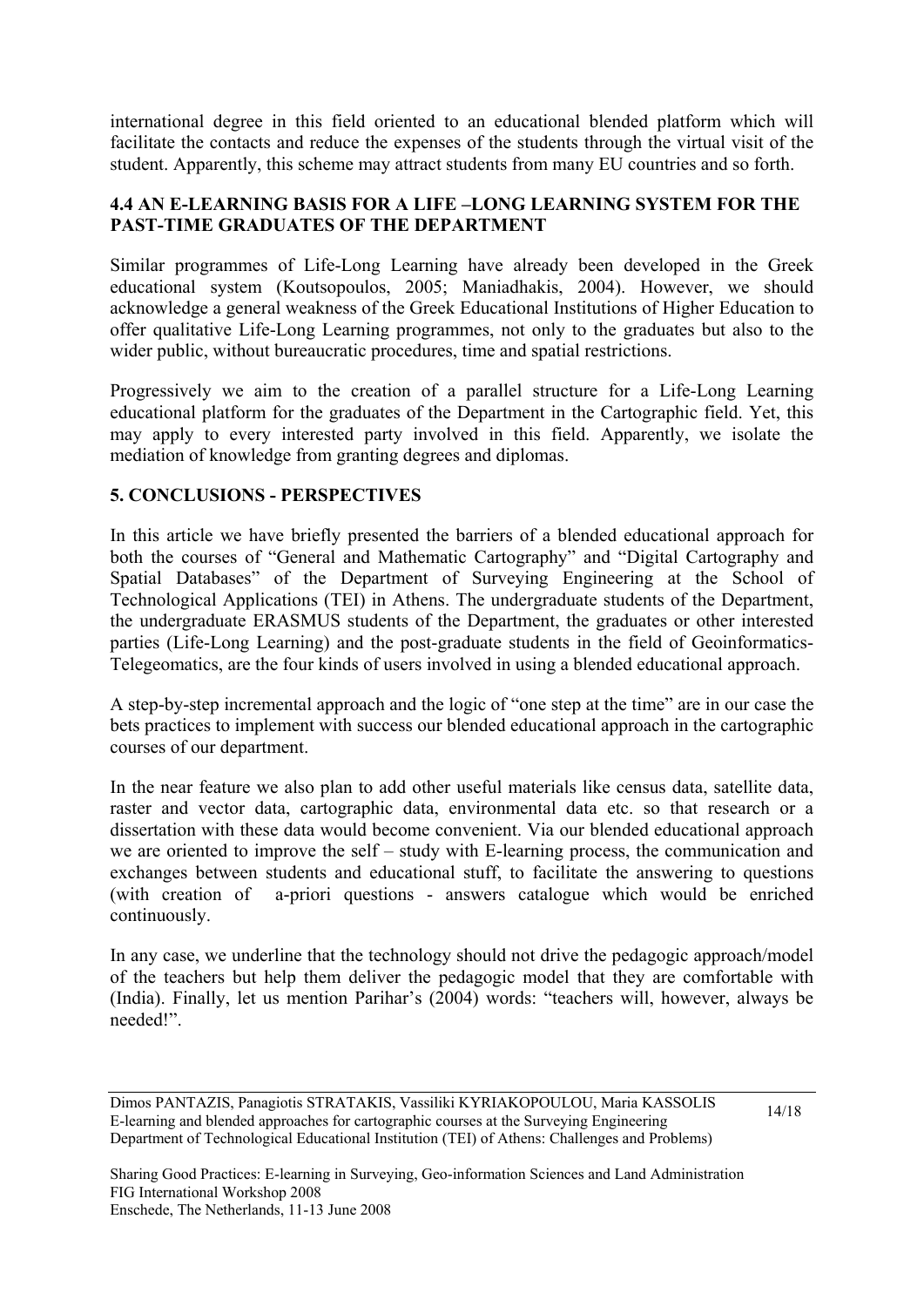international degree in this field oriented to an educational blended platform which will facilitate the contacts and reduce the expenses of the students through the virtual visit of the student. Apparently, this scheme may attract students from many EU countries and so forth.

### 4.4 AN E-LEARNING BASIS FOR A LIFE –LONG LEARNING SYSTEM FOR THE PAST-TIME GRADUATES OF THE DEPARTMENT

Similar programmes of Life-Long Learning have already been developed in the Greek educational system (Koutsopoulos, 2005; Maniadhakis, 2004). However, we should acknowledge a general weakness of the Greek Educational Institutions of Higher Education to offer qualitative Life-Long Learning programmes, not only to the graduates but also to the wider public, without bureaucratic procedures, time and spatial restrictions.

Progressively we aim to the creation of a parallel structure for a Life-Long Learning educational platform for the graduates of the Department in the Cartographic field. Yet, this may apply to every interested party involved in this field. Apparently, we isolate the mediation of knowledge from granting degrees and diplomas.

## 5. CONCLUSIONS - PERSPECTIVES

In this article we have briefly presented the barriers of a blended educational approach for both the courses of "General and Mathematic Cartography" and "Digital Cartography and Spatial Databases" of the Department of Surveying Engineering at the School of Technological Applications (TEI) in Athens. The undergraduate students of the Department, the undergraduate ERASMUS students of the Department, the graduates or other interested parties (Life-Long Learning) and the post-graduate students in the field of Geoinformatics-Telegeomatics, are the four kinds of users involved in using a blended educational approach.

A step-by-step incremental approach and the logic of "one step at the time" are in our case the bets practices to implement with success our blended educational approach in the cartographic courses of our department.

In the near feature we also plan to add other useful materials like census data, satellite data, raster and vector data, cartographic data, environmental data etc. so that research or a dissertation with these data would become convenient. Via our blended educational approach we are oriented to improve the self – study with E-learning process, the communication and exchanges between students and educational stuff, to facilitate the answering to questions (with creation of a-priori questions - answers catalogue which would be enriched continuously.

In any case, we underline that the technology should not drive the pedagogic approach/model of the teachers but help them deliver the pedagogic model that they are comfortable with (India). Finally, let us mention Parihar's (2004) words: "teachers will, however, always be needed!".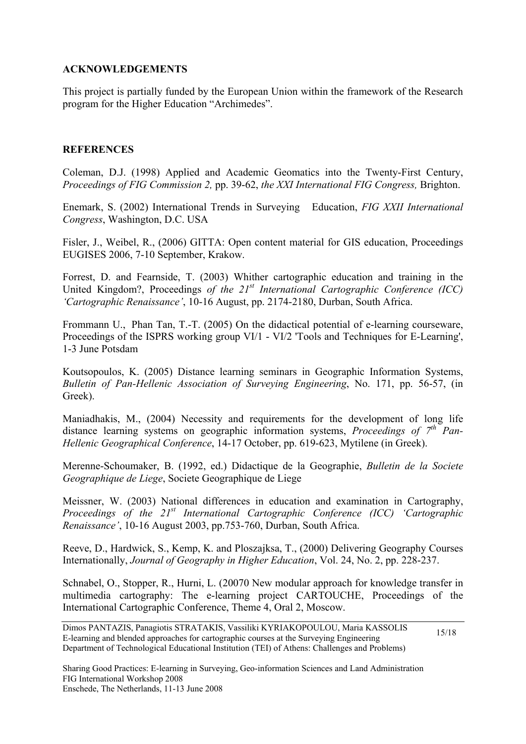## ACKNOWLEDGEMENTS

This project is partially funded by the European Union within the framework of the Research program for the Higher Education “Archimedes”.

## REFERENCES

Coleman, D.J. (1998) Applied and Academic Geomatics into the Twenty-First Century, *Proceedings of FIG Commission 2,* pp. 39-62, *the XXI International FIG Congress,* Brighton.

Enemark, S. (2002) International Trends in Surveying Education, *FIG XXII International Congress*, Washington, D.C. USA

Fisler, J., Weibel, R., (2006) GITTA: Open content material for GIS education, Proceedings EUGISES 2006, 7-10 September, Krakow.

Forrest, D. and Fearnside, T. (2003) Whither cartographic education and training in the United Kingdom?, Proceedings *of the 21st International Cartographic Conference (ICC) ‘Cartographic Renaissance’*, 10-16 August, pp. 2174-2180, Durban, South Africa.

Frommann U., Phan Tan, T.-T. (2005) On the didactical potential of e-learning courseware, Proceedings of the ISPRS working group VI/1 - VI/2 'Tools and Techniques for E-Learning', 1-3 June Potsdam

Koutsopoulos, K. (2005) Distance learning seminars in Geographic Information Systems, *Bulletin of Pan-Hellenic Association of Surveying Engineering*, No. 171, pp. 56-57, (in Greek).

Maniadhakis, M., (2004) Necessity and requirements for the development of long life distance learning systems on geographic information systems, *Proceedings of 7th Pan-Hellenic Geographical Conference*, 14-17 October, pp. 619-623, Mytilene (in Greek).

Merenne-Schoumaker, B. (1992, ed.) Didactique de la Geographie, *Bulletin de la Societe Geographique de Liege*, Societe Geographique de Liege

Meissner, W. (2003) National differences in education and examination in Cartography, *Proceedings of the 21st International Cartographic Conference (ICC) ‘Cartographic Renaissance’*, 10-16 August 2003, pp.753-760, Durban, South Africa.

Reeve, D., Hardwick, S., Kemp, K. and Ploszajksa, T., (2000) Delivering Geography Courses Internationally, *Journal of Geography in Higher Education*, Vol. 24, No. 2, pp. 228-237.

Schnabel, O., Stopper, R., Hurni, L. (20070 New modular approach for knowledge transfer in multimedia cartography: The e-learning project CARTOUCHE, Proceedings of the International Cartographic Conference, Theme 4, Oral 2, Moscow.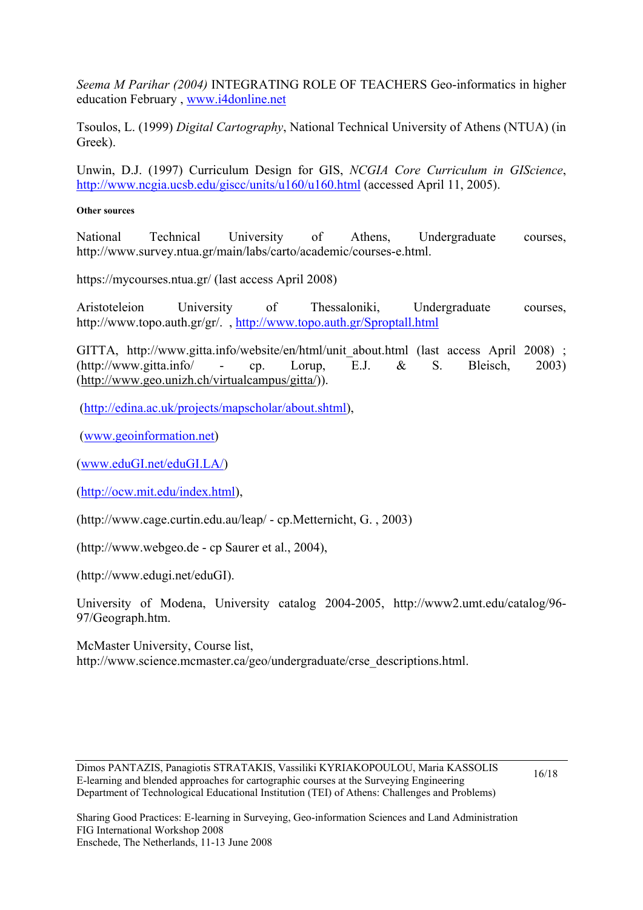*Seema M Parihar (2004)* INTEGRATING ROLE OF TEACHERS Geo-informatics in higher education February , www.i4donline.net

Tsoulos, L. (1999) *Digital Cartography*, National Technical University of Athens (NTUA) (in Greek).

Unwin, D.J. (1997) Curriculum Design for GIS, *NCGIA Core Curriculum in GIScience*, http://www.ncgia.ucsb.edu/giscc/units/u160/u160.html (accessed April 11, 2005).

**Other sources**

National Technical University of Athens, Undergraduate courses, http://www.survey.ntua.gr/main/labs/carto/academic/courses-e.html.

https://mycourses.ntua.gr/ (last access April 2008)

Aristoteleion University of Thessaloniki, Undergraduate courses, http://www.topo.auth.gr/gr/. , http://www.topo.auth.gr/Sproptall.html

GITTA, http://www.gitta.info/website/en/html/unit_about.html (last access April 2008) ; (http://www.gitta.info/ - cp. Lorup, E.J. & S. Bleisch, 2003) (http://www.geo.unizh.ch/virtualcampus/gitta/)).

(http://edina.ac.uk/projects/mapscholar/about.shtml),

(www.geoinformation.net)

(www.eduGI.net/eduGI.LA/)

(http://ocw.mit.edu/index.html),

(http://www.cage.curtin.edu.au/leap/ - cp.Metternicht, G. , 2003)

(http://www.webgeo.de - cp Saurer et al., 2004),

(http://www.edugi.net/eduGI).

University of Modena, University catalog 2004-2005, http://www2.umt.edu/catalog/96-97/Geograph.htm.

McMaster University, Course list, http://www.science.mcmaster.ca/geo/undergraduate/crse_descriptions.html.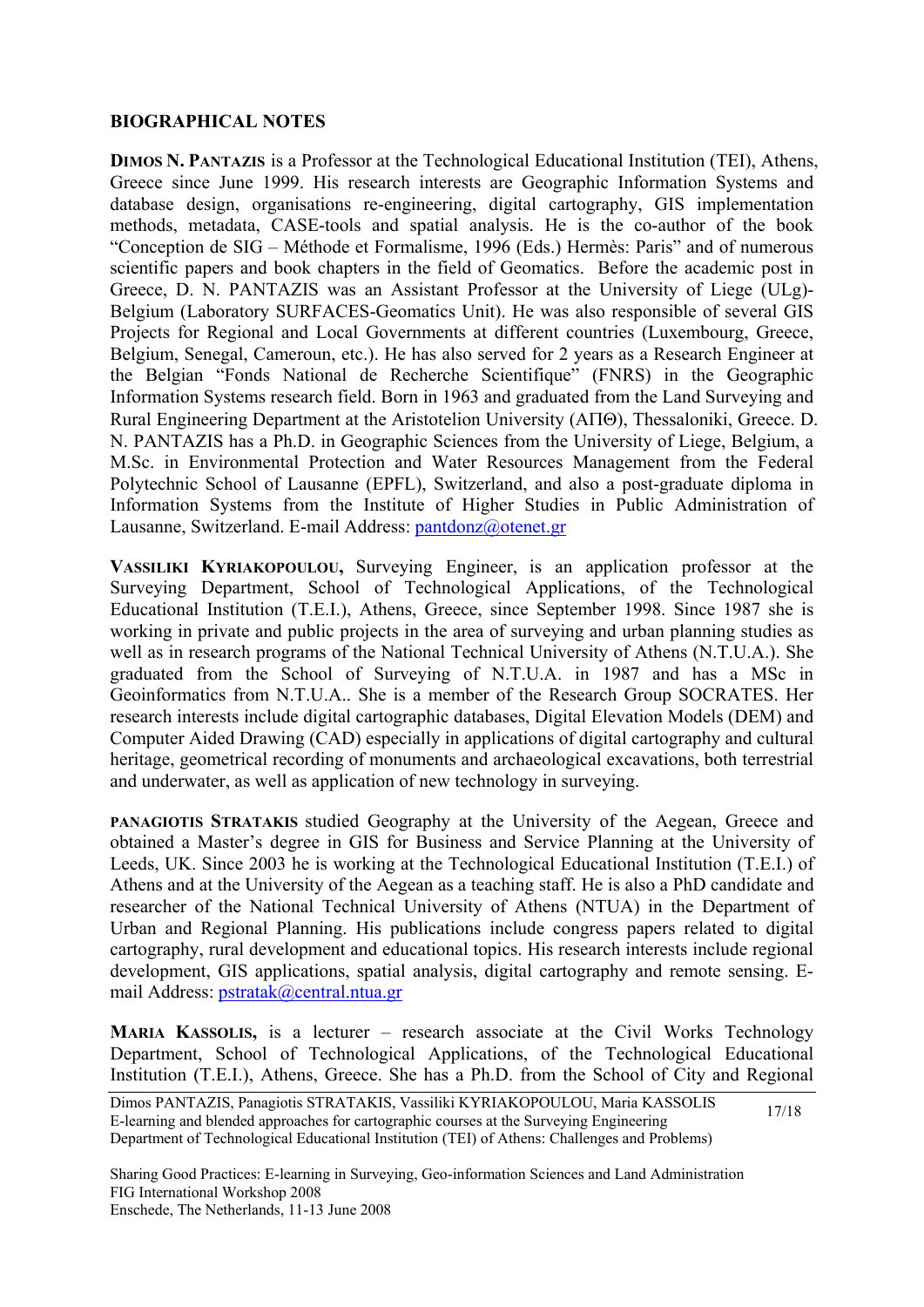**BIOGRAPHICAL NOTES**

**DIMOS N. PANTAZIS** is a Professor at the Technological Educational Institution (TEI), Athens, Greece since June 1999. His research interests are Geographic Information Systems and database design, organisations re-engineering, digital cartography, GIS implementation methods, metadata, CASE-tools and spatial analysis. He is the co-author of the book "Conception de SIG – Méthode et Formalisme, 1996 (Eds.) Hermès: Paris" and of numerous scientific papers and book chapters in the field of Geomatics. Before the academic post in Greece, D. N. PANTAZIS was an Assistant Professor at the University of Liege (ULg)-Belgium (Laboratory SURFACES-Geomatics Unit). He was also responsible of several GIS Projects for Regional and Local Governments at different countries (Luxembourg, Greece, Belgium, Senegal, Cameroun, etc.). He has also served for 2 years as a Research Engineer at the Belgian "Fonds National de Recherche Scientifique" (FNRS) in the Geographic Information Systems research field. Born in 1963 and graduated from the Land Surveying and Rural Engineering Department at the Aristotelion University (ΑΠΘ), Thessaloniki, Greece. D. N. PANTAZIS has a Ph.D. in Geographic Sciences from the University of Liege, Belgium, a M.Sc. in Environmental Protection and Water Resources Management from the Federal Polytechnic School of Lausanne (EPFL), Switzerland, and also a post-graduate diploma in Information Systems from the Institute of Higher Studies in Public Administration of Lausanne, Switzerland. E-mail Address: pantdonz@otenet.gr

**VASSILIKI KYRIAKOPOULOU,** Surveying Engineer, is an application professor at the Surveying Department, School of Technological Applications, of the Technological Educational Institution (T.E.I.), Athens, Greece, since September 1998. Since 1987 she is working in private and public projects in the area of surveying and urban planning studies as well as in research programs of the National Technical University of Athens (N.T.U.A.). She graduated from the School of Surveying of N.T.U.A. in 1987 and has a MSc in Geoinformatics from N.T.U.A.. She is a member of the Research Group SOCRATES. Her research interests include digital cartographic databases, Digital Elevation Models (DEM) and Computer Aided Drawing (CAD) especially in applications of digital cartography and cultural heritage, geometrical recording of monuments and archaeological excavations, both terrestrial and underwater, as well as application of new technology in surveying.

**PANAGIOTIS STRATAKIS** studied Geography at the University of the Aegean, Greece and obtained a Master's degree in GIS for Business and Service Planning at the University of Leeds, UK. Since 2003 he is working at the Technological Educational Institution (T.E.I.) of Athens and at the University of the Aegean as a teaching staff. He is also a PhD candidate and researcher of the National Technical University of Athens (NTUA) in the Department of Urban and Regional Planning. His publications include congress papers related to digital cartography, rural development and educational topics. His research interests include regional development, GIS applications, spatial analysis, digital cartography and remote sensing. E-mail Address: pstratak@central.ntua.gr

**MARIA KASSOLIS,** is a lecturer – research associate at the Civil Works Technology Department, School of Technological Applications, of the Technological Educational Institution (T.E.I.), Athens, Greece. She has a Ph.D. from the School of City and Regional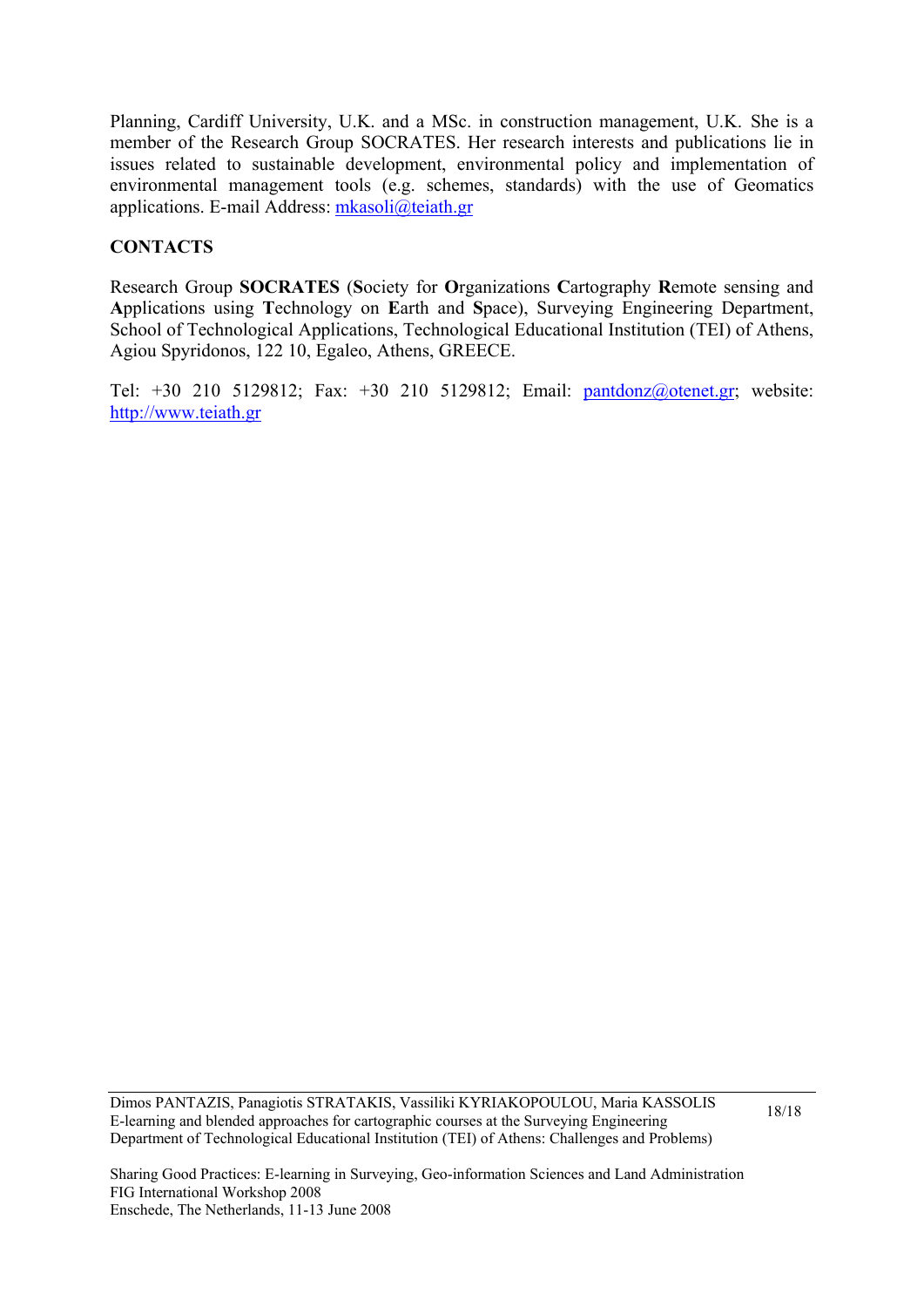Planning, Cardiff University, U.K. and a MSc. in construction management, U.K. She is a member of the Research Group SOCRATES. Her research interests and publications lie in issues related to sustainable development, environmental policy and implementation of environmental management tools (e.g. schemes, standards) with the use of Geomatics applications. E-mail Address: mkasoli@teiath.gr

## CONTACTS

Research Group **SOCRATES** (**S**ociety for **O**rganizations **C**artography **R**emote sensing and **A**pplications using **T**echnology on **E**arth and **S**pace), Surveying Engineering Department, School of Technological Applications, Technological Educational Institution (TEI) of Athens, Agiou Spyridonos, 122 10, Egaleo, Athens, GREECE.

Tel: +30 210 5129812; Fax: +30 210 5129812; Email: pantdonz@otenet.gr; website: http://www.teiath.gr